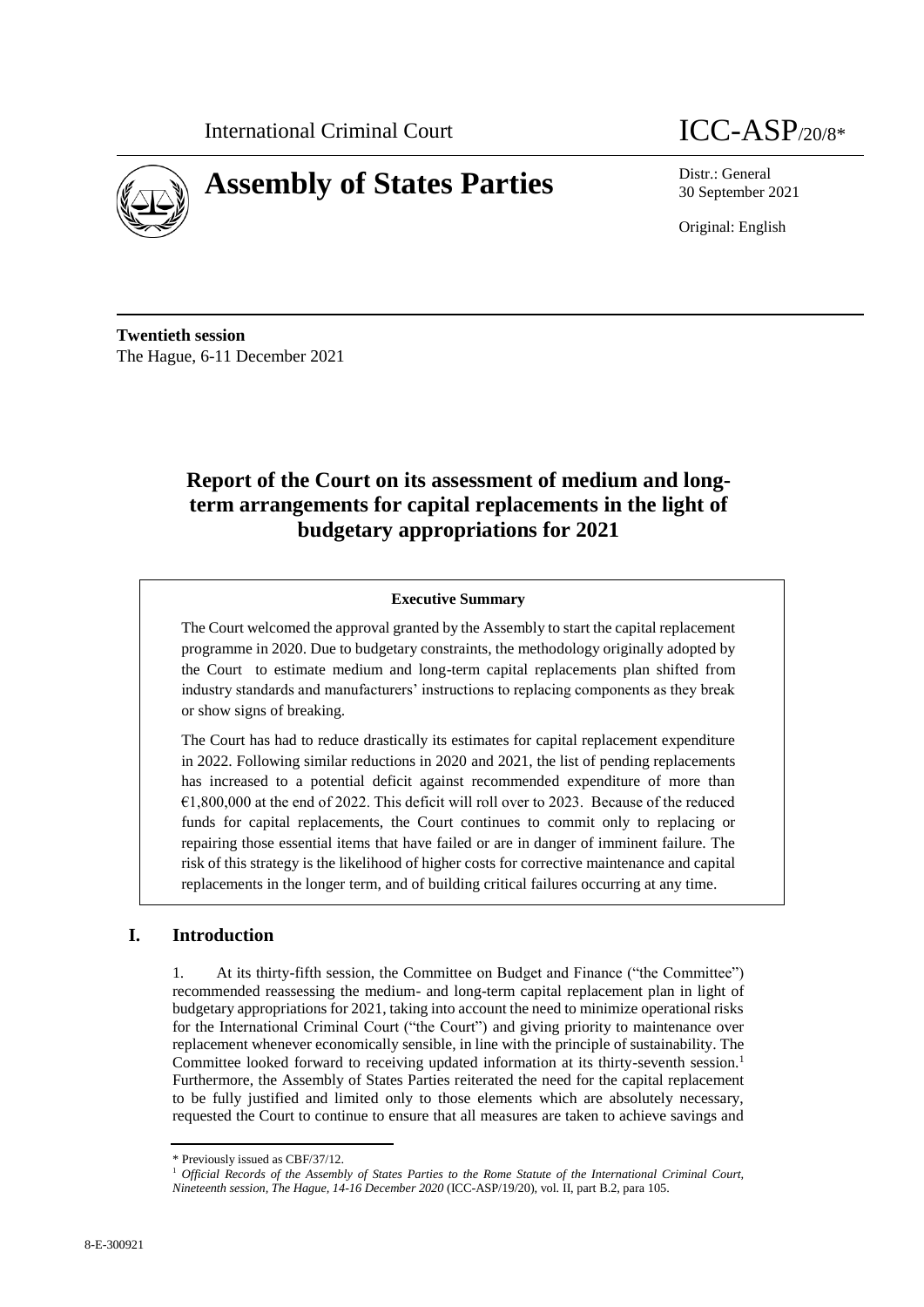International Criminal Court

ICC-ASP/20/8*

# Assembly of States Parties

Distr.: General
30 September 2021

Original: English

**Twentieth session**
The Hague, 6-11 December 2021

## Report of the Court on its assessment of medium and long-term arrangements for capital replacements in the light of budgetary appropriations for 2021

**Executive Summary**

The Court welcomed the approval granted by the Assembly to start the capital replacement programme in 2020. Due to budgetary constraints, the methodology originally adopted by the Court to estimate medium and long-term capital replacements plan shifted from industry standards and manufacturers' instructions to replacing components as they break or show signs of breaking.

The Court has had to reduce drastically its estimates for capital replacement expenditure in 2022. Following similar reductions in 2020 and 2021, the list of pending replacements has increased to a potential deficit against recommended expenditure of more than €1,800,000 at the end of 2022. This deficit will roll over to 2023. Because of the reduced funds for capital replacements, the Court continues to commit only to replacing or repairing those essential items that have failed or are in danger of imminent failure. The risk of this strategy is the likelihood of higher costs for corrective maintenance and capital replacements in the longer term, and of building critical failures occurring at any time.

## I. Introduction

1. At its thirty-fifth session, the Committee on Budget and Finance ("the Committee") recommended reassessing the medium- and long-term capital replacement plan in light of budgetary appropriations for 2021, taking into account the need to minimize operational risks for the International Criminal Court ("the Court") and giving priority to maintenance over replacement whenever economically sensible, in line with the principle of sustainability. The Committee looked forward to receiving updated information at its thirty-seventh session.[1] Furthermore, the Assembly of States Parties reiterated the need for the capital replacement to be fully justified and limited only to those elements which are absolutely necessary, requested the Court to continue to ensure that all measures are taken to achieve savings and

\* Previously issued as CBF/37/12.

[1] *Official Records of the Assembly of States Parties to the Rome Statute of the International Criminal Court, Nineteenth session, The Hague, 14-16 December 2020* (ICC-ASP/19/20), vol. II, part B.2, para 105.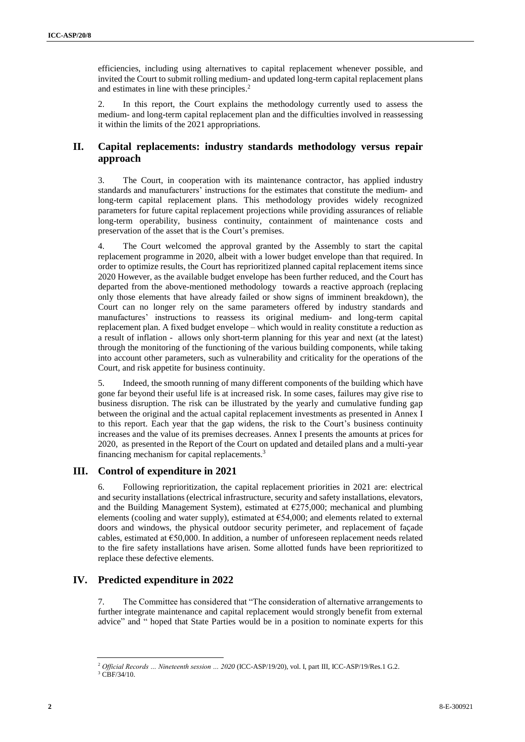efficiencies, including using alternatives to capital replacement whenever possible, and invited the Court to submit rolling medium- and updated long-term capital replacement plans and estimates in line with these principles.[2]

2. In this report, the Court explains the methodology currently used to assess the medium- and long-term capital replacement plan and the difficulties involved in reassessing it within the limits of the 2021 appropriations.

## II. Capital replacements: industry standards methodology versus repair approach

3. The Court, in cooperation with its maintenance contractor, has applied industry standards and manufacturers' instructions for the estimates that constitute the medium- and long-term capital replacement plans. This methodology provides widely recognized parameters for future capital replacement projections while providing assurances of reliable long-term operability, business continuity, containment of maintenance costs and preservation of the asset that is the Court's premises.

4. The Court welcomed the approval granted by the Assembly to start the capital replacement programme in 2020, albeit with a lower budget envelope than that required. In order to optimize results, the Court has reprioritized planned capital replacement items since 2020 However, as the available budget envelope has been further reduced, and the Court has departed from the above-mentioned methodology towards a reactive approach (replacing only those elements that have already failed or show signs of imminent breakdown), the Court can no longer rely on the same parameters offered by industry standards and manufactures' instructions to reassess its original medium- and long-term capital replacement plan. A fixed budget envelope – which would in reality constitute a reduction as a result of inflation - allows only short-term planning for this year and next (at the latest) through the monitoring of the functioning of the various building components, while taking into account other parameters, such as vulnerability and criticality for the operations of the Court, and risk appetite for business continuity.

5. Indeed, the smooth running of many different components of the building which have gone far beyond their useful life is at increased risk. In some cases, failures may give rise to business disruption. The risk can be illustrated by the yearly and cumulative funding gap between the original and the actual capital replacement investments as presented in Annex I to this report. Each year that the gap widens, the risk to the Court's business continuity increases and the value of its premises decreases. Annex I presents the amounts at prices for 2020, as presented in the Report of the Court on updated and detailed plans and a multi-year financing mechanism for capital replacements.[3]

## III. Control of expenditure in 2021

6. Following reprioritization, the capital replacement priorities in 2021 are: electrical and security installations (electrical infrastructure, security and safety installations, elevators, and the Building Management System), estimated at €275,000; mechanical and plumbing elements (cooling and water supply), estimated at €54,000; and elements related to external doors and windows, the physical outdoor security perimeter, and replacement of façade cables, estimated at €50,000. In addition, a number of unforeseen replacement needs related to the fire safety installations have arisen. Some allotted funds have been reprioritized to replace these defective elements.

## IV. Predicted expenditure in 2022

7. The Committee has considered that "The consideration of alternative arrangements to further integrate maintenance and capital replacement would strongly benefit from external advice" and " hoped that State Parties would be in a position to nominate experts for this

---

[2] *Official Records … Nineteenth session … 2020* (ICC-ASP/19/20), vol. I, part III, ICC-ASP/19/Res.1 G.2.

[3] CBF/34/10.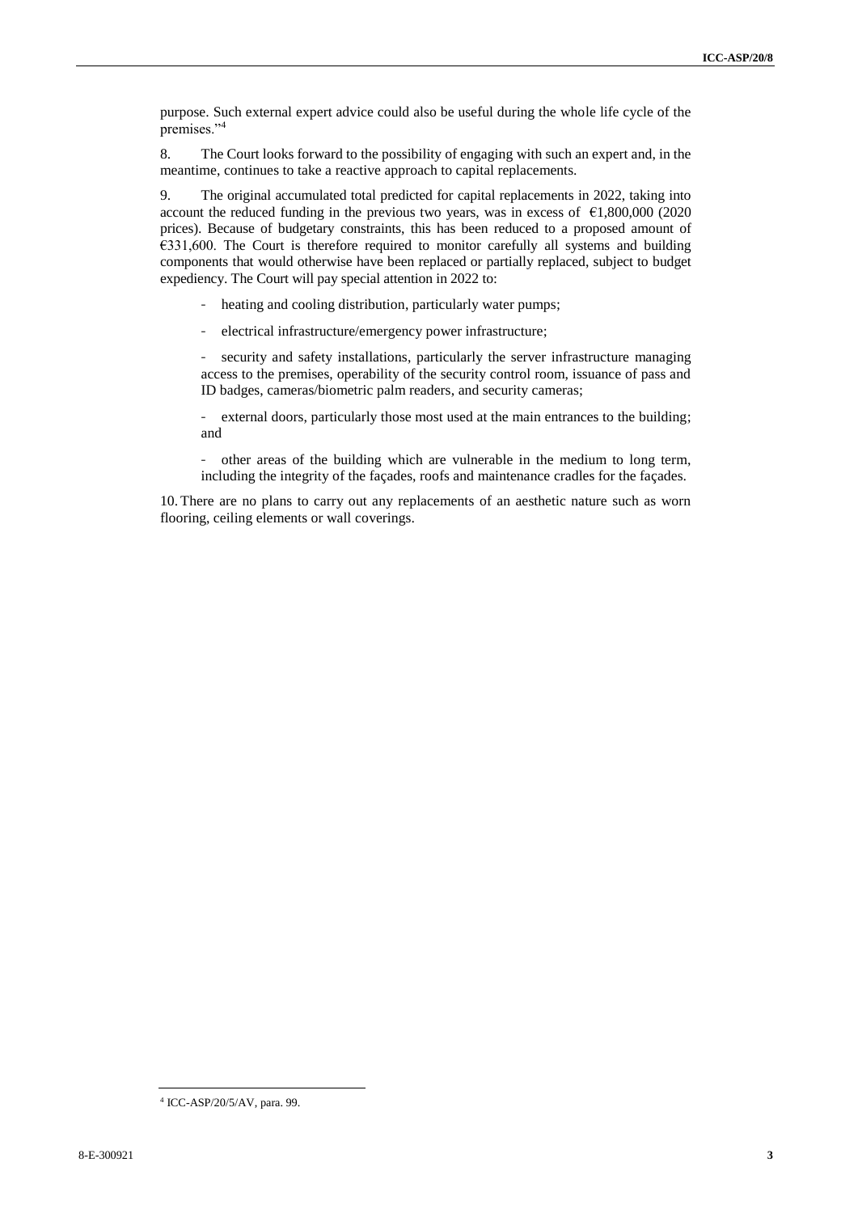purpose. Such external expert advice could also be useful during the whole life cycle of the premises."[4]

8. The Court looks forward to the possibility of engaging with such an expert and, in the meantime, continues to take a reactive approach to capital replacements.

9. The original accumulated total predicted for capital replacements in 2022, taking into account the reduced funding in the previous two years, was in excess of €1,800,000 (2020 prices). Because of budgetary constraints, this has been reduced to a proposed amount of €331,600. The Court is therefore required to monitor carefully all systems and building components that would otherwise have been replaced or partially replaced, subject to budget expediency. The Court will pay special attention in 2022 to:

- heating and cooling distribution, particularly water pumps;
- electrical infrastructure/emergency power infrastructure;
- security and safety installations, particularly the server infrastructure managing access to the premises, operability of the security control room, issuance of pass and ID badges, cameras/biometric palm readers, and security cameras;
- external doors, particularly those most used at the main entrances to the building; and
- other areas of the building which are vulnerable in the medium to long term, including the integrity of the façades, roofs and maintenance cradles for the façades.

10. There are no plans to carry out any replacements of an aesthetic nature such as worn flooring, ceiling elements or wall coverings.

[4] ICC-ASP/20/5/AV, para. 99.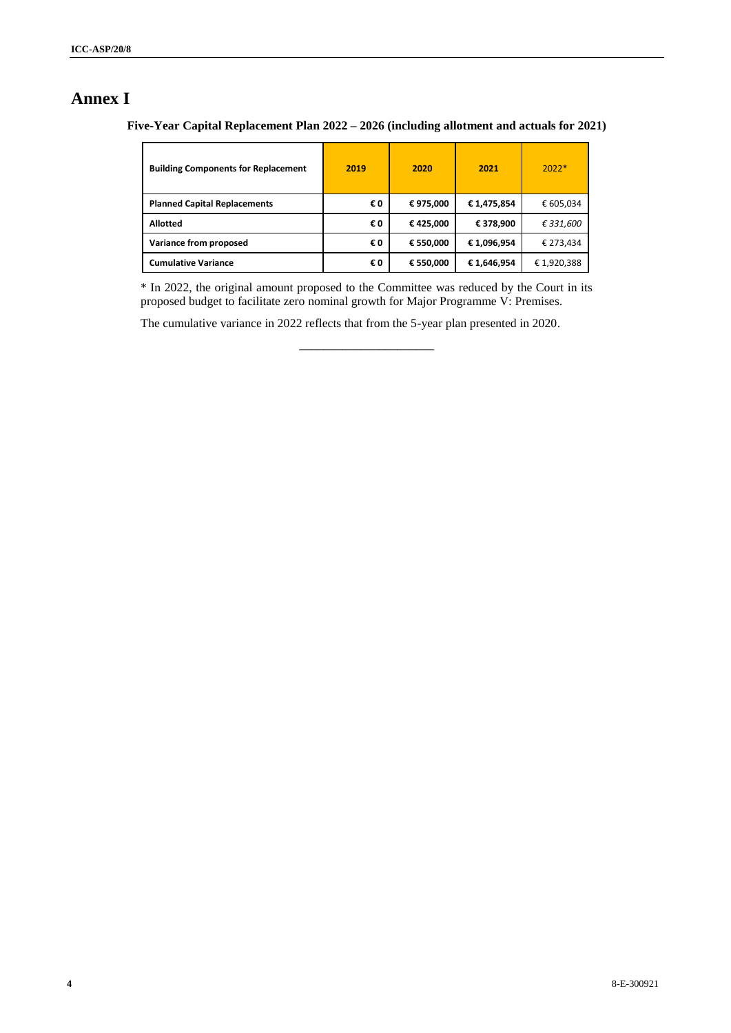# Annex I

**Five-Year Capital Replacement Plan 2022 – 2026 (including allotment and actuals for 2021)**

| Building Components for Replacement | 2019 | 2020 | 2021 | 2022* |
|---|---|---|---|---|
| **Planned Capital Replacements** | **€ 0** | **€ 975,000** | **€ 1,475,854** | € 605,034 |
| **Allotted** | **€ 0** | **€ 425,000** | **€ 378,900** | *€ 331,600* |
| **Variance from proposed** | **€ 0** | **€ 550,000** | **€ 1,096,954** | € 273,434 |
| **Cumulative Variance** | **€ 0** | **€ 550,000** | **€ 1,646,954** | € 1,920,388 |

* In 2022, the original amount proposed to the Committee was reduced by the Court in its proposed budget to facilitate zero nominal growth for Major Programme V: Premises.

The cumulative variance in 2022 reflects that from the 5-year plan presented in 2020.

\_\_\_\_\_\_\_\_\_\_\_\_\_\_\_\_\_\_\_\_